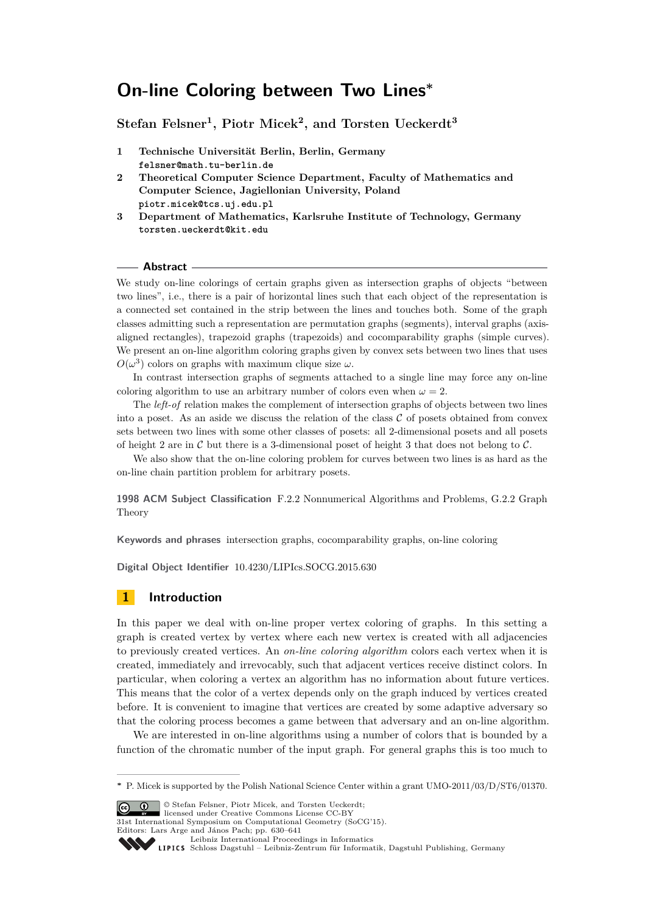# On-line Coloring between Two Lines*

**Stefan Felsner[1], Piotr Micek[2], and Torsten Ueckerdt[3]**

1. **Technische Universität Berlin, Berlin, Germany**
   felsner@math.tu-berlin.de
2. **Theoretical Computer Science Department, Faculty of Mathematics and Computer Science, Jagiellonian University, Poland**
   piotr.micek@tcs.uj.edu.pl
3. **Department of Mathematics, Karlsruhe Institute of Technology, Germany**
   torsten.ueckerdt@kit.edu

## Abstract

We study on-line colorings of certain graphs given as intersection graphs of objects "between two lines", i.e., there is a pair of horizontal lines such that each object of the representation is a connected set contained in the strip between the lines and touches both. Some of the graph classes admitting such a representation are permutation graphs (segments), interval graphs (axis-aligned rectangles), trapezoid graphs (trapezoids) and cocomparability graphs (simple curves). We present an on-line algorithm coloring graphs given by convex sets between two lines that uses $O(\omega^3)$ colors on graphs with maximum clique size $\omega$.

In contrast intersection graphs of segments attached to a single line may force any on-line coloring algorithm to use an arbitrary number of colors even when $\omega = 2$.

The *left-of* relation makes the complement of intersection graphs of objects between two lines into a poset. As an aside we discuss the relation of the class $\mathcal{C}$ of posets obtained from convex sets between two lines with some other classes of posets: all 2-dimensional posets and all posets of height 2 are in $\mathcal{C}$ but there is a 3-dimensional poset of height 3 that does not belong to $\mathcal{C}$.

We also show that the on-line coloring problem for curves between two lines is as hard as the on-line chain partition problem for arbitrary posets.

**1998 ACM Subject Classification** F.2.2 Nonnumerical Algorithms and Problems, G.2.2 Graph Theory

**Keywords and phrases** intersection graphs, cocomparability graphs, on-line coloring

**Digital Object Identifier** 10.4230/LIPIcs.SOCG.2015.630

## 1 Introduction

In this paper we deal with on-line proper vertex coloring of graphs. In this setting a graph is created vertex by vertex where each new vertex is created with all adjacencies to previously created vertices. An *on-line coloring algorithm* colors each vertex when it is created, immediately and irrevocably, such that adjacent vertices receive distinct colors. In particular, when coloring a vertex an algorithm has no information about future vertices. This means that the color of a vertex depends only on the graph induced by vertices created before. It is convenient to imagine that vertices are created by some adaptive adversary so that the coloring process becomes a game between that adversary and an on-line algorithm.

We are interested in on-line algorithms using a number of colors that is bounded by a function of the chromatic number of the input graph. For general graphs this is too much to

---

* P. Micek is supported by the Polish National Science Center within a grant UMO-2011/03/D/ST6/01370.

© Stefan Felsner, Piotr Micek, and Torsten Ueckerdt; licensed under Creative Commons License CC-BY
31st International Symposium on Computational Geometry (SoCG'15).
Editors: Lars Arge and János Pach; pp. 630–641
Leibniz International Proceedings in Informatics
Schloss Dagstuhl – Leibniz-Zentrum für Informatik, Dagstuhl Publishing, Germany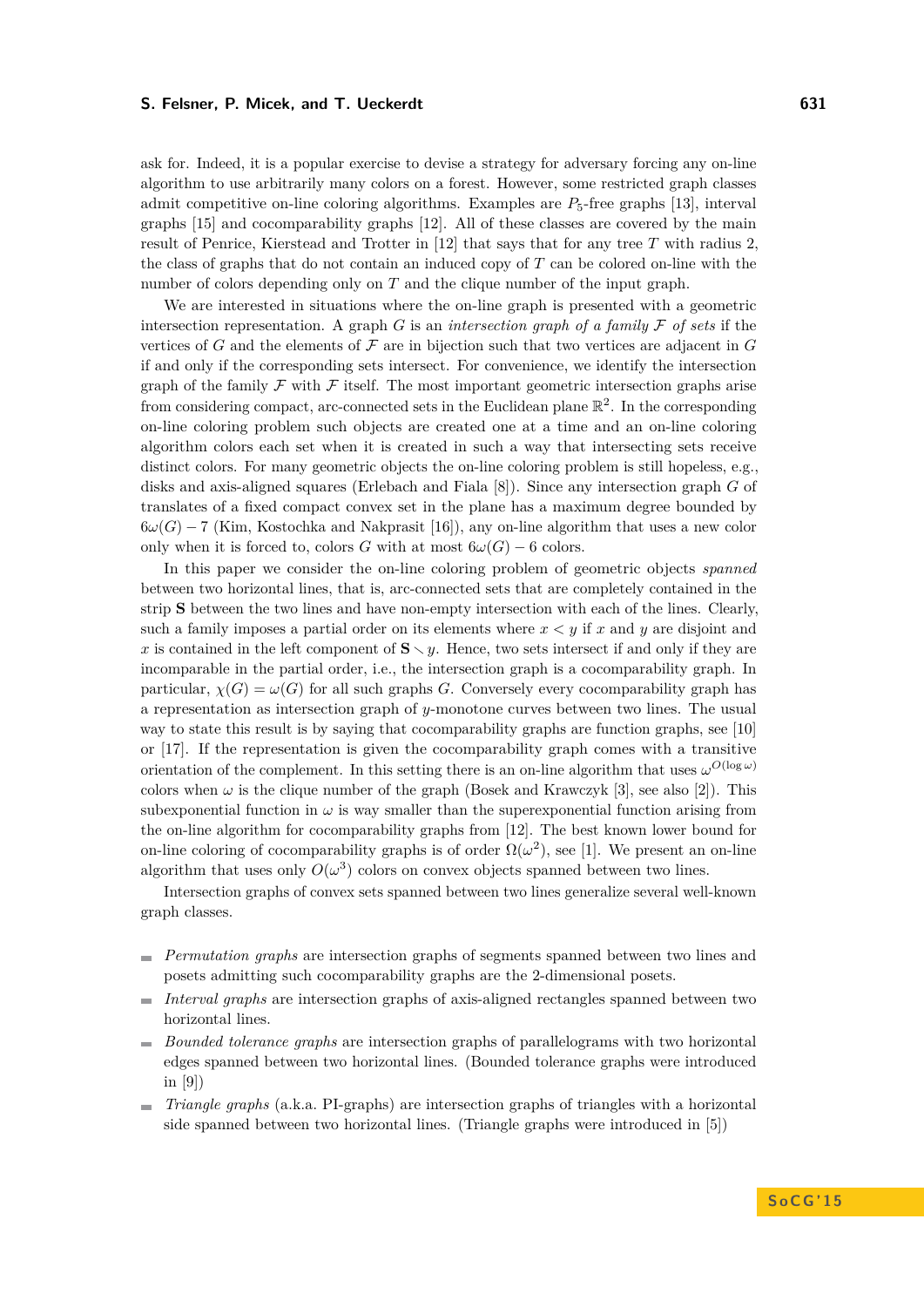ask for. Indeed, it is a popular exercise to devise a strategy for adversary forcing any on-line algorithm to use arbitrarily many colors on a forest. However, some restricted graph classes admit competitive on-line coloring algorithms. Examples are $P_5$-free graphs [13], interval graphs [15] and cocomparability graphs [12]. All of these classes are covered by the main result of Penrice, Kierstead and Trotter in [12] that says that for any tree $T$ with radius 2, the class of graphs that do not contain an induced copy of $T$ can be colored on-line with the number of colors depending only on $T$ and the clique number of the input graph.

We are interested in situations where the on-line graph is presented with a geometric intersection representation. A graph $G$ is an *intersection graph of a family $\mathcal{F}$ of sets* if the vertices of $G$ and the elements of $\mathcal{F}$ are in bijection such that two vertices are adjacent in $G$ if and only if the corresponding sets intersect. For convenience, we identify the intersection graph of the family $\mathcal{F}$ with $\mathcal{F}$ itself. The most important geometric intersection graphs arise from considering compact, arc-connected sets in the Euclidean plane $\mathbb{R}^2$. In the corresponding on-line coloring problem such objects are created one at a time and an on-line coloring algorithm colors each set when it is created in such a way that intersecting sets receive distinct colors. For many geometric objects the on-line coloring problem is still hopeless, e.g., disks and axis-aligned squares (Erlebach and Fiala [8]). Since any intersection graph $G$ of translates of a fixed compact convex set in the plane has a maximum degree bounded by $6\omega(G) - 7$ (Kim, Kostochka and Nakprasit [16]), any on-line algorithm that uses a new color only when it is forced to, colors $G$ with at most $6\omega(G) - 6$ colors.

In this paper we consider the on-line coloring problem of geometric objects *spanned* between two horizontal lines, that is, arc-connected sets that are completely contained in the strip $\mathbf{S}$ between the two lines and have non-empty intersection with each of the lines. Clearly, such a family imposes a partial order on its elements where $x < y$ if $x$ and $y$ are disjoint and $x$ is contained in the left component of $\mathbf{S} \setminus y$. Hence, two sets intersect if and only if they are incomparable in the partial order, i.e., the intersection graph is a cocomparability graph. In particular, $\chi(G) = \omega(G)$ for all such graphs $G$. Conversely every cocomparability graph has a representation as intersection graph of $y$-monotone curves between two lines. The usual way to state this result is by saying that cocomparability graphs are function graphs, see [10] or [17]. If the representation is given the cocomparability graph comes with a transitive orientation of the complement. In this setting there is an on-line algorithm that uses $\omega^{O(\log \omega)}$ colors when $\omega$ is the clique number of the graph (Bosek and Krawczyk [3], see also [2]). This subexponential function in $\omega$ is way smaller than the superexponential function arising from the on-line algorithm for cocomparability graphs from [12]. The best known lower bound for on-line coloring of cocomparability graphs is of order $\Omega(\omega^2)$, see [1]. We present an on-line algorithm that uses only $O(\omega^3)$ colors on convex objects spanned between two lines.

Intersection graphs of convex sets spanned between two lines generalize several well-known graph classes.

- *Permutation graphs* are intersection graphs of segments spanned between two lines and posets admitting such cocomparability graphs are the 2-dimensional posets.
- *Interval graphs* are intersection graphs of axis-aligned rectangles spanned between two horizontal lines.
- *Bounded tolerance graphs* are intersection graphs of parallelograms with two horizontal edges spanned between two horizontal lines. (Bounded tolerance graphs were introduced in [9])
- *Triangle graphs* (a.k.a. PI-graphs) are intersection graphs of triangles with a horizontal side spanned between two horizontal lines. (Triangle graphs were introduced in [5])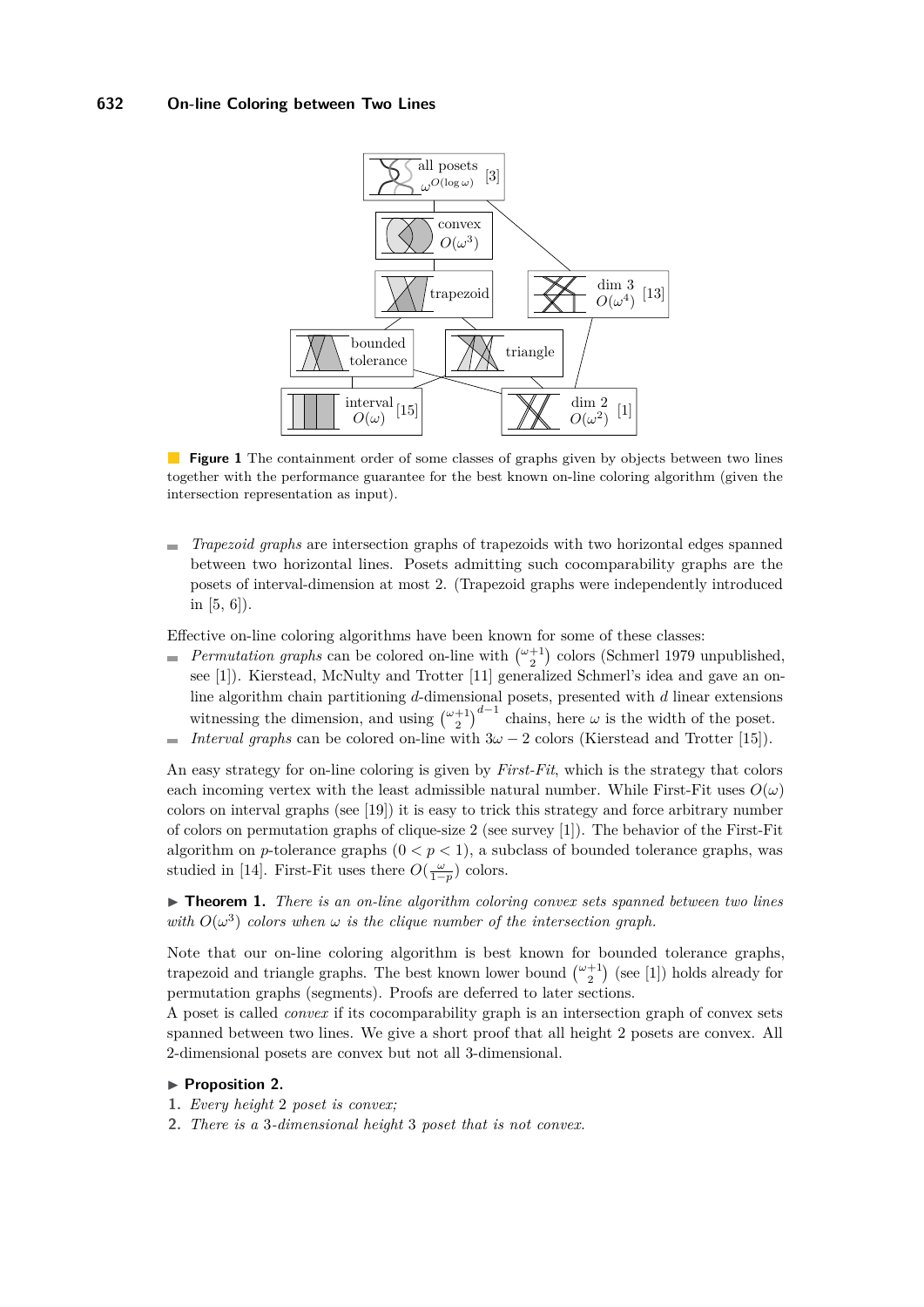**Figure 1** The containment order of some classes of graphs given by objects between two lines together with the performance guarantee for the best known on-line coloring algorithm (given the intersection representation as input).

- *Trapezoid graphs* are intersection graphs of trapezoids with two horizontal edges spanned between two horizontal lines. Posets admitting such cocomparability graphs are the posets of interval-dimension at most 2. (Trapezoid graphs were independently introduced in [5, 6]).

Effective on-line coloring algorithms have been known for some of these classes:

- *Permutation graphs* can be colored on-line with $\binom{\omega+1}{2}$ colors (Schmerl 1979 unpublished, see [1]). Kierstead, McNulty and Trotter [11] generalized Schmerl's idea and gave an on-line algorithm chain partitioning $d$-dimensional posets, presented with $d$ linear extensions witnessing the dimension, and using $\binom{\omega+1}{2}^{d-1}$ chains, here $\omega$ is the width of the poset.
- *Interval graphs* can be colored on-line with $3\omega - 2$ colors (Kierstead and Trotter [15]).

An easy strategy for on-line coloring is given by *First-Fit*, which is the strategy that colors each incoming vertex with the least admissible natural number. While First-Fit uses $O(\omega)$ colors on interval graphs (see [19]) it is easy to trick this strategy and force arbitrary number of colors on permutation graphs of clique-size 2 (see survey [1]). The behavior of the First-Fit algorithm on $p$-tolerance graphs $(0 < p < 1)$, a subclass of bounded tolerance graphs, was studied in [14]. First-Fit uses there $O(\frac{\omega}{1-p})$ colors.

▶ **Theorem 1.** *There is an on-line algorithm coloring convex sets spanned between two lines with $O(\omega^3)$ colors when $\omega$ is the clique number of the intersection graph.*

Note that our on-line coloring algorithm is best known for bounded tolerance graphs, trapezoid and triangle graphs. The best known lower bound $\binom{\omega+1}{2}$ (see [1]) holds already for permutation graphs (segments). Proofs are deferred to later sections.

A poset is called *convex* if its cocomparability graph is an intersection graph of convex sets spanned between two lines. We give a short proof that all height 2 posets are convex. All 2-dimensional posets are convex but not all 3-dimensional.

▶ **Proposition 2.**

1. *Every height 2 poset is convex;*
2. *There is a 3-dimensional height 3 poset that is not convex.*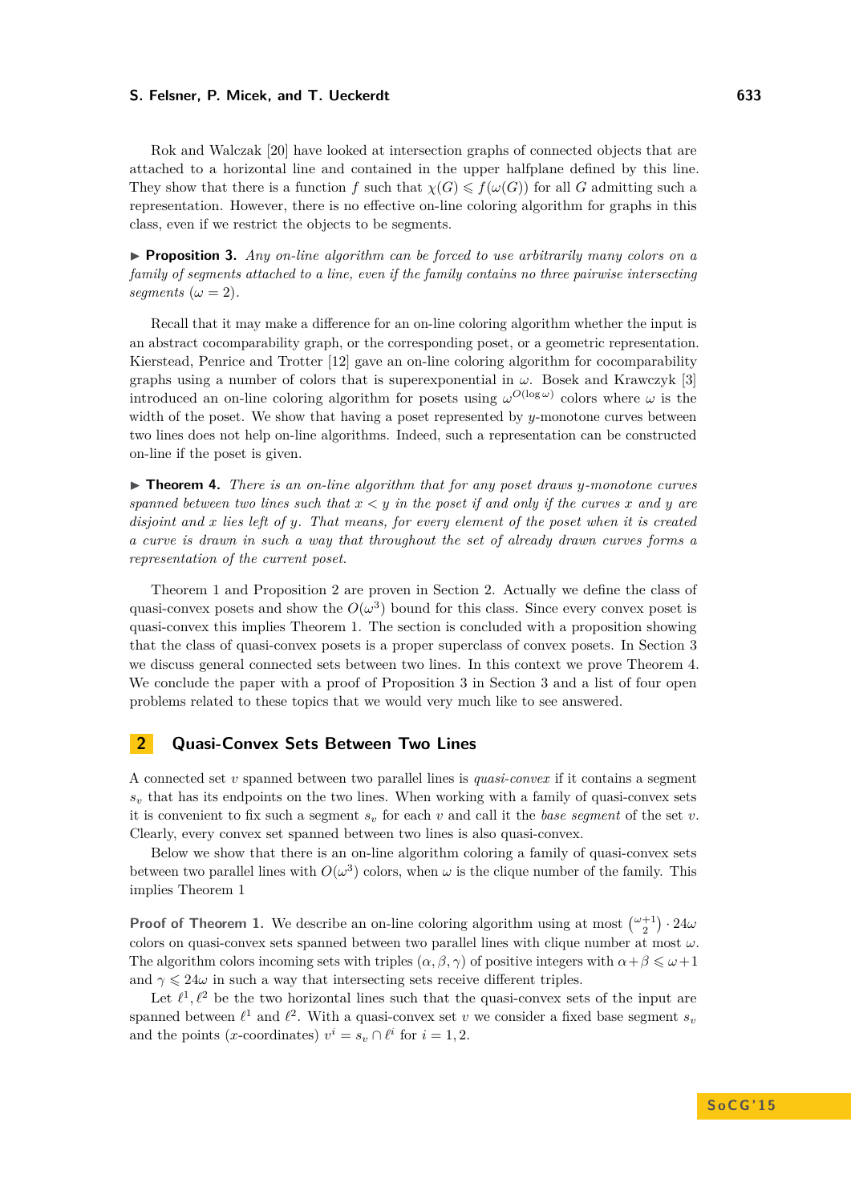Rok and Walczak [20] have looked at intersection graphs of connected objects that are attached to a horizontal line and contained in the upper halfplane defined by this line. They show that there is a function $f$ such that $\chi(G) \leqslant f(\omega(G))$ for all $G$ admitting such a representation. However, there is no effective on-line coloring algorithm for graphs in this class, even if we restrict the objects to be segments.

▶ **Proposition 3.** *Any on-line algorithm can be forced to use arbitrarily many colors on a family of segments attached to a line, even if the family contains no three pairwise intersecting segments* ($\omega = 2$).

Recall that it may make a difference for an on-line coloring algorithm whether the input is an abstract cocomparability graph, or the corresponding poset, or a geometric representation. Kierstead, Penrice and Trotter [12] gave an on-line coloring algorithm for cocomparability graphs using a number of colors that is superexponential in $\omega$. Bosek and Krawczyk [3] introduced an on-line coloring algorithm for posets using $\omega^{O(\log \omega)}$ colors where $\omega$ is the width of the poset. We show that having a poset represented by $y$-monotone curves between two lines does not help on-line algorithms. Indeed, such a representation can be constructed on-line if the poset is given.

▶ **Theorem 4.** *There is an on-line algorithm that for any poset draws $y$-monotone curves spanned between two lines such that $x < y$ in the poset if and only if the curves $x$ and $y$ are disjoint and $x$ lies left of $y$. That means, for every element of the poset when it is created a curve is drawn in such a way that throughout the set of already drawn curves forms a representation of the current poset.*

Theorem 1 and Proposition 2 are proven in Section 2. Actually we define the class of quasi-convex posets and show the $O(\omega^3)$ bound for this class. Since every convex poset is quasi-convex this implies Theorem 1. The section is concluded with a proposition showing that the class of quasi-convex posets is a proper superclass of convex posets. In Section 3 we discuss general connected sets between two lines. In this context we prove Theorem 4. We conclude the paper with a proof of Proposition 3 in Section 3 and a list of four open problems related to these topics that we would very much like to see answered.

## 2 Quasi-Convex Sets Between Two Lines

A connected set $v$ spanned between two parallel lines is *quasi-convex* if it contains a segment $s_v$ that has its endpoints on the two lines. When working with a family of quasi-convex sets it is convenient to fix such a segment $s_v$ for each $v$ and call it the *base segment* of the set $v$. Clearly, every convex set spanned between two lines is also quasi-convex.

Below we show that there is an on-line algorithm coloring a family of quasi-convex sets between two parallel lines with $O(\omega^3)$ colors, when $\omega$ is the clique number of the family. This implies Theorem 1

**Proof of Theorem 1.** We describe an on-line coloring algorithm using at most $\binom{\omega+1}{2} \cdot 24\omega$ colors on quasi-convex sets spanned between two parallel lines with clique number at most $\omega$. The algorithm colors incoming sets with triples $(\alpha, \beta, \gamma)$ of positive integers with $\alpha + \beta \leqslant \omega + 1$ and $\gamma \leqslant 24\omega$ in such a way that intersecting sets receive different triples.

Let $\ell^1, \ell^2$ be the two horizontal lines such that the quasi-convex sets of the input are spanned between $\ell^1$ and $\ell^2$. With a quasi-convex set $v$ we consider a fixed base segment $s_v$ and the points ($x$-coordinates) $v^i = s_v \cap \ell^i$ for $i = 1, 2$.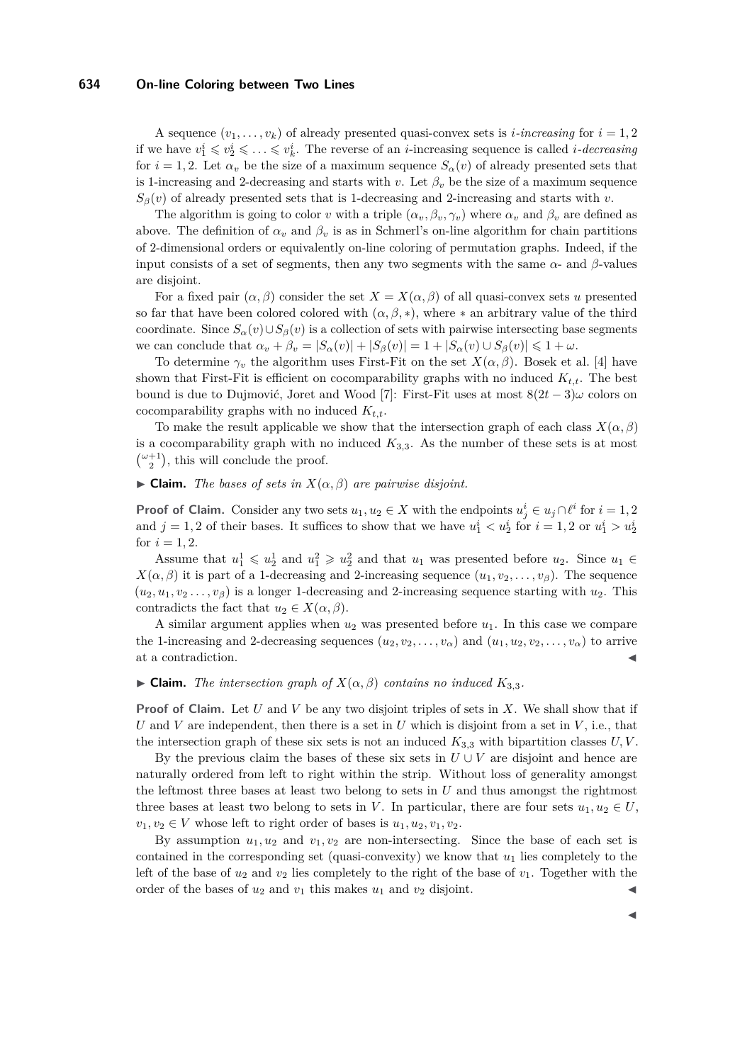A sequence $(v_1, \ldots, v_k)$ of already presented quasi-convex sets is *i-increasing* for $i = 1, 2$ if we have $v_1^i \leqslant v_2^i \leqslant \ldots \leqslant v_k^i$. The reverse of an $i$-increasing sequence is called *i-decreasing* for $i = 1, 2$. Let $\alpha_v$ be the size of a maximum sequence $S_\alpha(v)$ of already presented sets that is 1-increasing and 2-decreasing and starts with $v$. Let $\beta_v$ be the size of a maximum sequence $S_\beta(v)$ of already presented sets that is 1-decreasing and 2-increasing and starts with $v$.

The algorithm is going to color $v$ with a triple $(\alpha_v, \beta_v, \gamma_v)$ where $\alpha_v$ and $\beta_v$ are defined as above. The definition of $\alpha_v$ and $\beta_v$ is as in Schmerl's on-line algorithm for chain partitions of 2-dimensional orders or equivalently on-line coloring of permutation graphs. Indeed, if the input consists of a set of segments, then any two segments with the same $\alpha$- and $\beta$-values are disjoint.

For a fixed pair $(\alpha, \beta)$ consider the set $X = X(\alpha, \beta)$ of all quasi-convex sets $u$ presented so far that have been colored colored with $(\alpha, \beta, *)$, where $*$ an arbitrary value of the third coordinate. Since $S_\alpha(v) \cup S_\beta(v)$ is a collection of sets with pairwise intersecting base segments we can conclude that $\alpha_v + \beta_v = |S_\alpha(v)| + |S_\beta(v)| = 1 + |S_\alpha(v) \cup S_\beta(v)| \leqslant 1 + \omega$.

To determine $\gamma_v$ the algorithm uses First-Fit on the set $X(\alpha, \beta)$. Bosek et al. [4] have shown that First-Fit is efficient on cocomparability graphs with no induced $K_{t,t}$. The best bound is due to Dujmović, Joret and Wood [7]: First-Fit uses at most $8(2t-3)\omega$ colors on cocomparability graphs with no induced $K_{t,t}$.

To make the result applicable we show that the intersection graph of each class $X(\alpha, \beta)$ is a cocomparability graph with no induced $K_{3,3}$. As the number of these sets is at most $\binom{\omega+1}{2}$, this will conclude the proof.

▶ **Claim.** *The bases of sets in $X(\alpha, \beta)$ are pairwise disjoint.*

**Proof of Claim.** Consider any two sets $u_1, u_2 \in X$ with the endpoints $u_j^i \in u_j \cap \ell^i$ for $i = 1, 2$ and $j = 1, 2$ of their bases. It suffices to show that we have $u_1^i < u_2^i$ for $i = 1, 2$ or $u_1^i > u_2^i$ for $i = 1, 2$.

Assume that $u_1^1 \leqslant u_2^1$ and $u_1^2 \geqslant u_2^2$ and that $u_1$ was presented before $u_2$. Since $u_1 \in X(\alpha, \beta)$ it is part of a 1-decreasing and 2-increasing sequence $(u_1, v_2, \ldots, v_\beta)$. The sequence $(u_2, u_1, v_2 \ldots, v_\beta)$ is a longer 1-decreasing and 2-increasing sequence starting with $u_2$. This contradicts the fact that $u_2 \in X(\alpha, \beta)$.

A similar argument applies when $u_2$ was presented before $u_1$. In this case we compare the 1-increasing and 2-decreasing sequences $(u_2, v_2, \ldots, v_\alpha)$ and $(u_1, u_2, v_2, \ldots, v_\alpha)$ to arrive at a contradiction. ◀

▶ **Claim.** *The intersection graph of $X(\alpha, \beta)$ contains no induced $K_{3,3}$.*

**Proof of Claim.** Let $U$ and $V$ be any two disjoint triples of sets in $X$. We shall show that if $U$ and $V$ are independent, then there is a set in $U$ which is disjoint from a set in $V$, i.e., that the intersection graph of these six sets is not an induced $K_{3,3}$ with bipartition classes $U, V$.

By the previous claim the bases of these six sets in $U \cup V$ are disjoint and hence are naturally ordered from left to right within the strip. Without loss of generality amongst the leftmost three bases at least two belong to sets in $U$ and thus amongst the rightmost three bases at least two belong to sets in $V$. In particular, there are four sets $u_1, u_2 \in U$, $v_1, v_2 \in V$ whose left to right order of bases is $u_1, u_2, v_1, v_2$.

By assumption $u_1, u_2$ and $v_1, v_2$ are non-intersecting. Since the base of each set is contained in the corresponding set (quasi-convexity) we know that $u_1$ lies completely to the left of the base of $u_2$ and $v_2$ lies completely to the right of the base of $v_1$. Together with the order of the bases of $u_2$ and $v_1$ this makes $u_1$ and $v_2$ disjoint. ◀

◀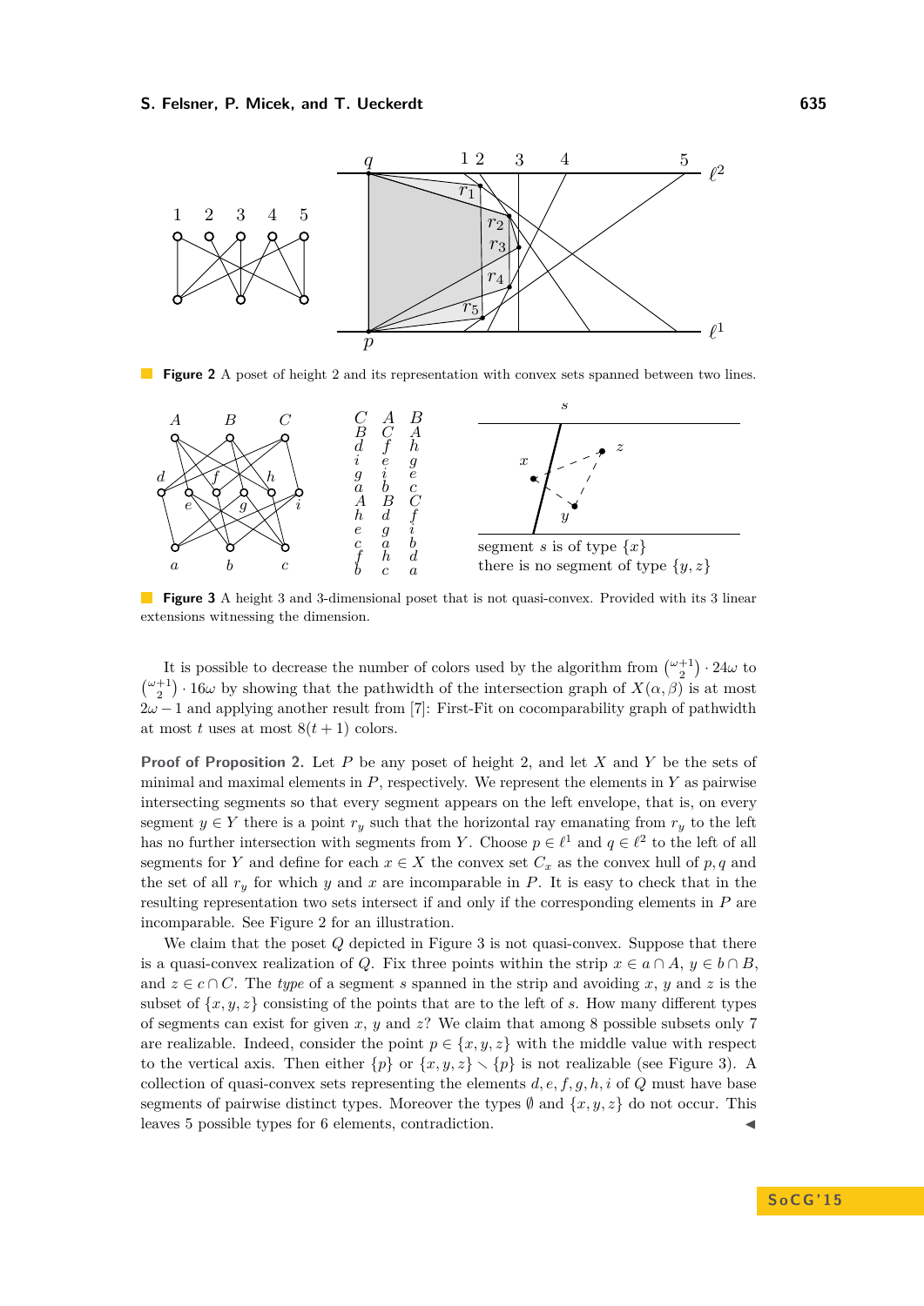**Figure 2** A poset of height 2 and its representation with convex sets spanned between two lines.

**Figure 3** A height 3 and 3-dimensional poset that is not quasi-convex. Provided with its 3 linear extensions witnessing the dimension.

It is possible to decrease the number of colors used by the algorithm from $\binom{\omega+1}{2} \cdot 24\omega$ to $\binom{\omega+1}{2} \cdot 16\omega$ by showing that the pathwidth of the intersection graph of $X(\alpha, \beta)$ is at most $2\omega - 1$ and applying another result from [7]: First-Fit on cocomparability graph of pathwidth at most $t$ uses at most $8(t + 1)$ colors.

**Proof of Proposition 2.** Let $P$ be any poset of height 2, and let $X$ and $Y$ be the sets of minimal and maximal elements in $P$, respectively. We represent the elements in $Y$ as pairwise intersecting segments so that every segment appears on the left envelope, that is, on every segment $y \in Y$ there is a point $r_y$ such that the horizontal ray emanating from $r_y$ to the left has no further intersection with segments from $Y$. Choose $p \in \ell^1$ and $q \in \ell^2$ to the left of all segments for $Y$ and define for each $x \in X$ the convex set $C_x$ as the convex hull of $p, q$ and the set of all $r_y$ for which $y$ and $x$ are incomparable in $P$. It is easy to check that in the resulting representation two sets intersect if and only if the corresponding elements in $P$ are incomparable. See Figure 2 for an illustration.

We claim that the poset $Q$ depicted in Figure 3 is not quasi-convex. Suppose that there is a quasi-convex realization of $Q$. Fix three points within the strip $x \in a \cap A$, $y \in b \cap B$, and $z \in c \cap C$. The *type* of a segment $s$ spanned in the strip and avoiding $x$, $y$ and $z$ is the subset of $\{x, y, z\}$ consisting of the points that are to the left of $s$. How many different types of segments can exist for given $x$, $y$ and $z$? We claim that among 8 possible subsets only 7 are realizable. Indeed, consider the point $p \in \{x, y, z\}$ with the middle value with respect to the vertical axis. Then either $\{p\}$ or $\{x, y, z\} \setminus \{p\}$ is not realizable (see Figure 3). A collection of quasi-convex sets representing the elements $d, e, f, g, h, i$ of $Q$ must have base segments of pairwise distinct types. Moreover the types $\emptyset$ and $\{x, y, z\}$ do not occur. This leaves 5 possible types for 6 elements, contradiction. ◀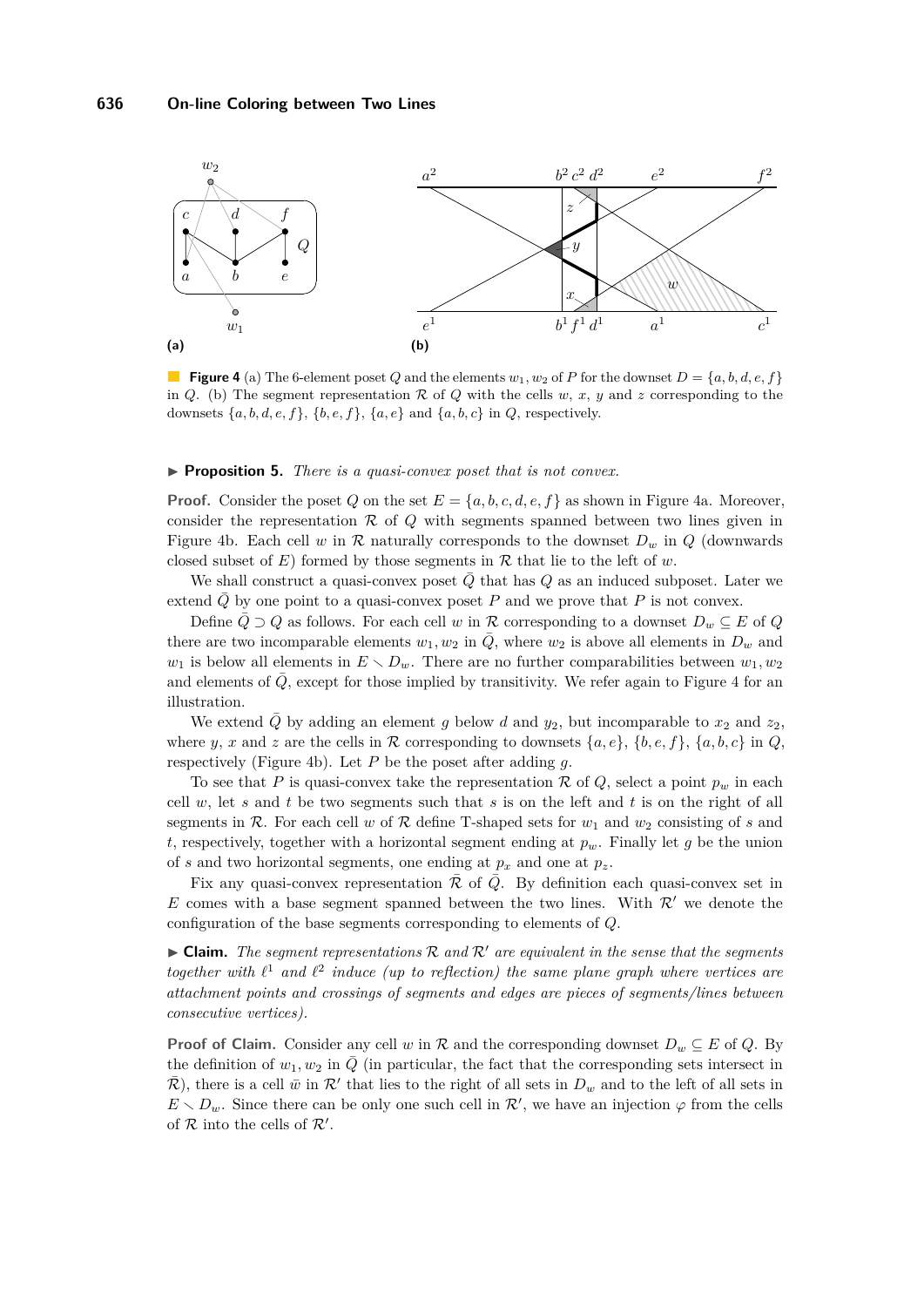**Figure 4** (a) The 6-element poset $Q$ and the elements $w_1, w_2$ of $P$ for the downset $D = \{a, b, d, e, f\}$ in $Q$. (b) The segment representation $\mathcal{R}$ of $Q$ with the cells $w$, $x$, $y$ and $z$ corresponding to the downsets $\{a, b, d, e, f\}$, $\{b, e, f\}$, $\{a, e\}$ and $\{a, b, c\}$ in $Q$, respectively.

▶ **Proposition 5.** *There is a quasi-convex poset that is not convex.*

**Proof.** Consider the poset $Q$ on the set $E = \{a, b, c, d, e, f\}$ as shown in Figure 4a. Moreover, consider the representation $\mathcal{R}$ of $Q$ with segments spanned between two lines given in Figure 4b. Each cell $w$ in $\mathcal{R}$ naturally corresponds to the downset $D_w$ in $Q$ (downwards closed subset of $E$) formed by those segments in $\mathcal{R}$ that lie to the left of $w$.

We shall construct a quasi-convex poset $\bar{Q}$ that has $Q$ as an induced subposet. Later we extend $\bar{Q}$ by one point to a quasi-convex poset $P$ and we prove that $P$ is not convex.

Define $\bar{Q} \supset Q$ as follows. For each cell $w$ in $\mathcal{R}$ corresponding to a downset $D_w \subseteq E$ of $Q$ there are two incomparable elements $w_1, w_2$ in $\bar{Q}$, where $w_2$ is above all elements in $D_w$ and $w_1$ is below all elements in $E \setminus D_w$. There are no further comparabilities between $w_1, w_2$ and elements of $\bar{Q}$, except for those implied by transitivity. We refer again to Figure 4 for an illustration.

We extend $\bar{Q}$ by adding an element $g$ below $d$ and $y_2$, but incomparable to $x_2$ and $z_2$, where $y$, $x$ and $z$ are the cells in $\mathcal{R}$ corresponding to downsets $\{a, e\}$, $\{b, e, f\}$, $\{a, b, c\}$ in $Q$, respectively (Figure 4b). Let $P$ be the poset after adding $g$.

To see that $P$ is quasi-convex take the representation $\mathcal{R}$ of $Q$, select a point $p_w$ in each cell $w$, let $s$ and $t$ be two segments such that $s$ is on the left and $t$ is on the right of all segments in $\mathcal{R}$. For each cell $w$ of $\mathcal{R}$ define T-shaped sets for $w_1$ and $w_2$ consisting of $s$ and $t$, respectively, together with a horizontal segment ending at $p_w$. Finally let $g$ be the union of $s$ and two horizontal segments, one ending at $p_x$ and one at $p_z$.

Fix any quasi-convex representation $\bar{\mathcal{R}}$ of $\bar{Q}$. By definition each quasi-convex set in $E$ comes with a base segment spanned between the two lines. With $\mathcal{R}'$ we denote the configuration of the base segments corresponding to elements of $Q$.

▶ **Claim.** *The segment representations $\mathcal{R}$ and $\mathcal{R}'$ are equivalent in the sense that the segments together with $\ell^1$ and $\ell^2$ induce (up to reflection) the same plane graph where vertices are attachment points and crossings of segments and edges are pieces of segments/lines between consecutive vertices).*

**Proof of Claim.** Consider any cell $w$ in $\mathcal{R}$ and the corresponding downset $D_w \subseteq E$ of $Q$. By the definition of $w_1, w_2$ in $\bar{Q}$ (in particular, the fact that the corresponding sets intersect in $\bar{\mathcal{R}}$), there is a cell $\bar{w}$ in $\mathcal{R}'$ that lies to the right of all sets in $D_w$ and to the left of all sets in $E \setminus D_w$. Since there can be only one such cell in $\mathcal{R}'$, we have an injection $\varphi$ from the cells of $\mathcal{R}$ into the cells of $\mathcal{R}'$.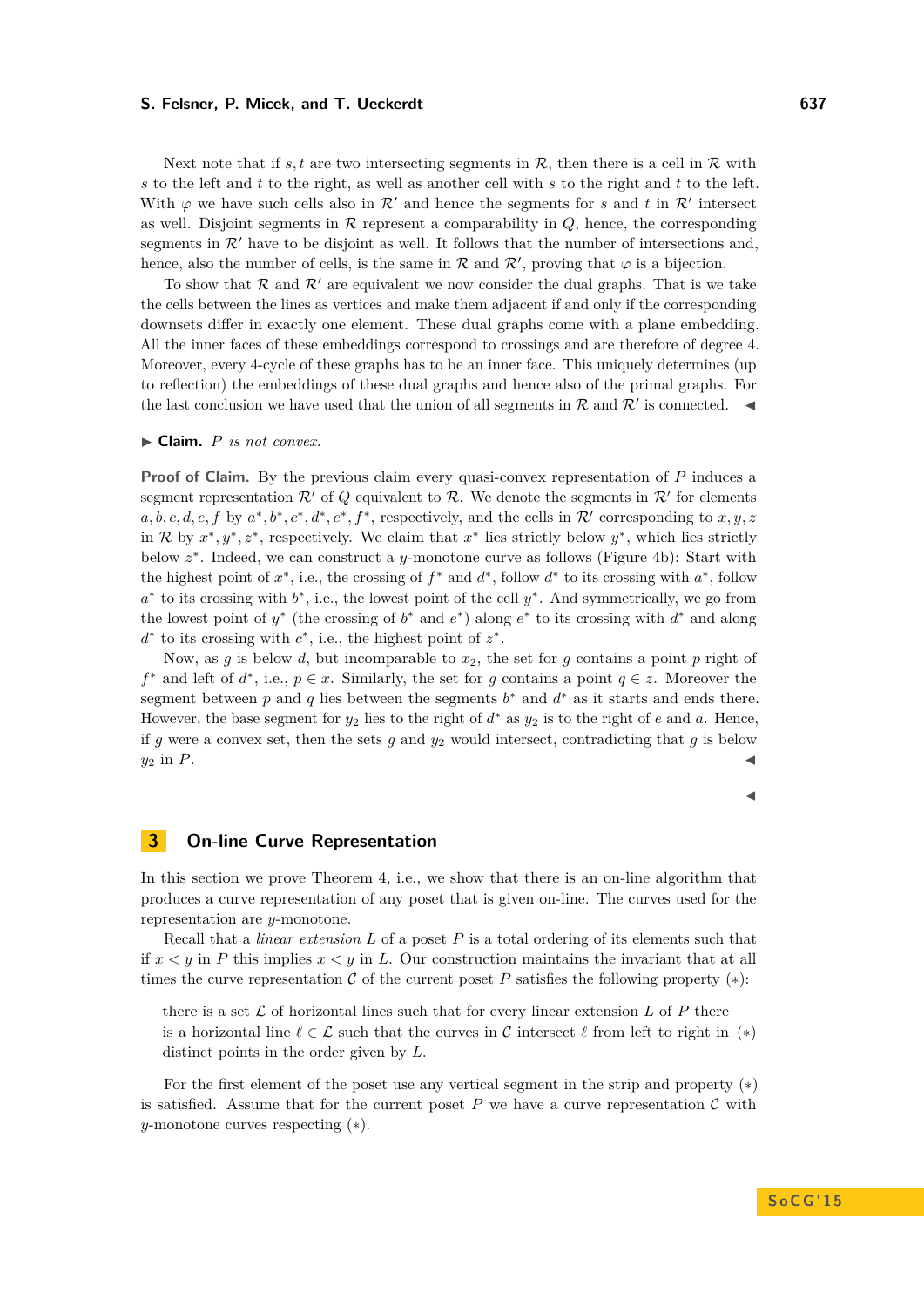Next note that if $s, t$ are two intersecting segments in $\mathcal{R}$, then there is a cell in $\mathcal{R}$ with $s$ to the left and $t$ to the right, as well as another cell with $s$ to the right and $t$ to the left. With $\varphi$ we have such cells also in $\mathcal{R}'$ and hence the segments for $s$ and $t$ in $\mathcal{R}'$ intersect as well. Disjoint segments in $\mathcal{R}$ represent a comparability in $Q$, hence, the corresponding segments in $\mathcal{R}'$ have to be disjoint as well. It follows that the number of intersections and, hence, also the number of cells, is the same in $\mathcal{R}$ and $\mathcal{R}'$, proving that $\varphi$ is a bijection.

To show that $\mathcal{R}$ and $\mathcal{R}'$ are equivalent we now consider the dual graphs. That is we take the cells between the lines as vertices and make them adjacent if and only if the corresponding downsets differ in exactly one element. These dual graphs come with a plane embedding. All the inner faces of these embeddings correspond to crossings and are therefore of degree 4. Moreover, every 4-cycle of these graphs has to be an inner face. This uniquely determines (up to reflection) the embeddings of these dual graphs and hence also of the primal graphs. For the last conclusion we have used that the union of all segments in $\mathcal{R}$ and $\mathcal{R}'$ is connected. ◂

▶ **Claim.** *$P$ is not convex.*

**Proof of Claim.** By the previous claim every quasi-convex representation of $P$ induces a segment representation $\mathcal{R}'$ of $Q$ equivalent to $\mathcal{R}$. We denote the segments in $\mathcal{R}'$ for elements $a, b, c, d, e, f$ by $a^*, b^*, c^*, d^*, e^*, f^*$, respectively, and the cells in $\mathcal{R}'$ corresponding to $x, y, z$ in $\mathcal{R}$ by $x^*, y^*, z^*$, respectively. We claim that $x^*$ lies strictly below $y^*$, which lies strictly below $z^*$. Indeed, we can construct a $y$-monotone curve as follows (Figure 4b): Start with the highest point of $x^*$, i.e., the crossing of $f^*$ and $d^*$, follow $d^*$ to its crossing with $a^*$, follow $a^*$ to its crossing with $b^*$, i.e., the lowest point of the cell $y^*$. And symmetrically, we go from the lowest point of $y^*$ (the crossing of $b^*$ and $e^*$) along $e^*$ to its crossing with $d^*$ and along $d^*$ to its crossing with $c^*$, i.e., the highest point of $z^*$.

Now, as $g$ is below $d$, but incomparable to $x_2$, the set for $g$ contains a point $p$ right of $f^*$ and left of $d^*$, i.e., $p \in x$. Similarly, the set for $g$ contains a point $q \in z$. Moreover the segment between $p$ and $q$ lies between the segments $b^*$ and $d^*$ as it starts and ends there. However, the base segment for $y_2$ lies to the right of $d^*$ as $y_2$ is to the right of $e$ and $a$. Hence, if $g$ were a convex set, then the sets $g$ and $y_2$ would intersect, contradicting that $g$ is below $y_2$ in $P$. ◂

◂

## 3 On-line Curve Representation

In this section we prove Theorem 4, i.e., we show that there is an on-line algorithm that produces a curve representation of any poset that is given on-line. The curves used for the representation are $y$-monotone.

Recall that a *linear extension* $L$ of a poset $P$ is a total ordering of its elements such that if $x < y$ in $P$ this implies $x < y$ in $L$. Our construction maintains the invariant that at all times the curve representation $\mathcal{C}$ of the current poset $P$ satisfies the following property $(*)$:

> there is a set $\mathcal{L}$ of horizontal lines such that for every linear extension $L$ of $P$ there is a horizontal line $\ell \in \mathcal{L}$ such that the curves in $\mathcal{C}$ intersect $\ell$ from left to right in distinct points in the order given by $L$. $(*)$

For the first element of the poset use any vertical segment in the strip and property $(*)$ is satisfied. Assume that for the current poset $P$ we have a curve representation $\mathcal{C}$ with $y$-monotone curves respecting $(*)$.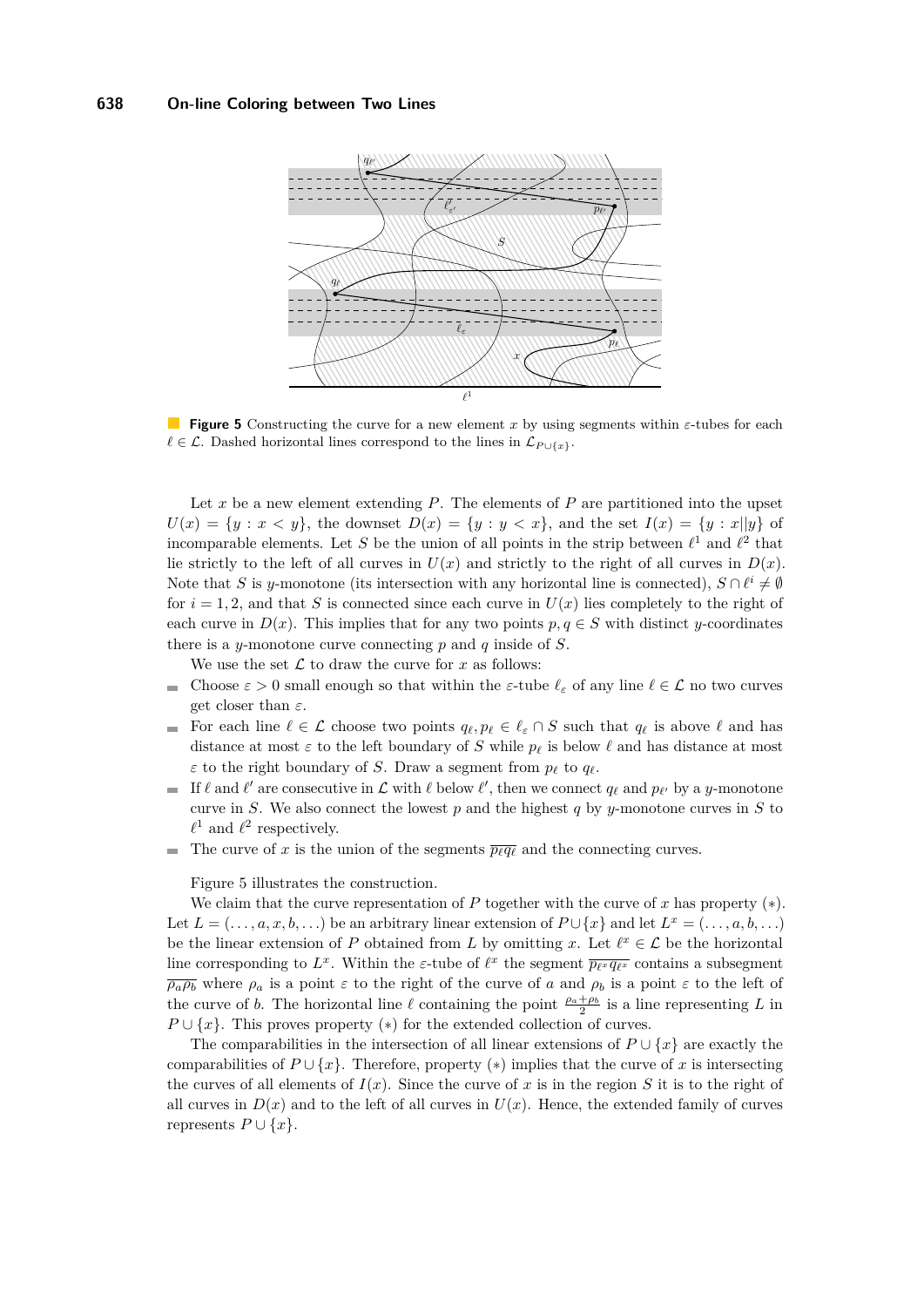**Figure 5** Constructing the curve for a new element $x$ by using segments within $\varepsilon$-tubes for each $\ell \in \mathcal{L}$. Dashed horizontal lines correspond to the lines in $\mathcal{L}_{P\cup\{x\}}$.

Let $x$ be a new element extending $P$. The elements of $P$ are partitioned into the upset $U(x) = \{y : x < y\}$, the downset $D(x) = \{y : y < x\}$, and the set $I(x) = \{y : x||y\}$ of incomparable elements. Let $S$ be the union of all points in the strip between $\ell^1$ and $\ell^2$ that lie strictly to the left of all curves in $U(x)$ and strictly to the right of all curves in $D(x)$. Note that $S$ is $y$-monotone (its intersection with any horizontal line is connected), $S \cap \ell^i \neq \emptyset$ for $i = 1, 2$, and that $S$ is connected since each curve in $U(x)$ lies completely to the right of each curve in $D(x)$. This implies that for any two points $p, q \in S$ with distinct $y$-coordinates there is a $y$-monotone curve connecting $p$ and $q$ inside of $S$.

We use the set $\mathcal{L}$ to draw the curve for $x$ as follows:

- Choose $\varepsilon > 0$ small enough so that within the $\varepsilon$-tube $\ell_\varepsilon$ of any line $\ell \in \mathcal{L}$ no two curves get closer than $\varepsilon$.
- For each line $\ell \in \mathcal{L}$ choose two points $q_\ell, p_\ell \in \ell_\varepsilon \cap S$ such that $q_\ell$ is above $\ell$ and has distance at most $\varepsilon$ to the left boundary of $S$ while $p_\ell$ is below $\ell$ and has distance at most $\varepsilon$ to the right boundary of $S$. Draw a segment from $p_\ell$ to $q_\ell$.
- If $\ell$ and $\ell'$ are consecutive in $\mathcal{L}$ with $\ell$ below $\ell'$, then we connect $q_\ell$ and $p_{\ell'}$ by a $y$-monotone curve in $S$. We also connect the lowest $p$ and the highest $q$ by $y$-monotone curves in $S$ to $\ell^1$ and $\ell^2$ respectively.
- The curve of $x$ is the union of the segments $\overline{p_\ell q_\ell}$ and the connecting curves.

Figure 5 illustrates the construction.

We claim that the curve representation of $P$ together with the curve of $x$ has property $(*)$. Let $L = (\ldots, a, x, b, \ldots)$ be an arbitrary linear extension of $P \cup \{x\}$ and let $L^x = (\ldots, a, b, \ldots)$ be the linear extension of $P$ obtained from $L$ by omitting $x$. Let $\ell^x \in \mathcal{L}$ be the horizontal line corresponding to $L^x$. Within the $\varepsilon$-tube of $\ell^x$ the segment $\overline{p_{\ell^x} q_{\ell^x}}$ contains a subsegment $\overline{\rho_a \rho_b}$ where $\rho_a$ is a point $\varepsilon$ to the right of the curve of $a$ and $\rho_b$ is a point $\varepsilon$ to the left of the curve of $b$. The horizontal line $\ell$ containing the point $\frac{\rho_a+\rho_b}{2}$ is a line representing $L$ in $P \cup \{x\}$. This proves property $(*)$ for the extended collection of curves.

The comparabilities in the intersection of all linear extensions of $P \cup \{x\}$ are exactly the comparabilities of $P \cup \{x\}$. Therefore, property $(*)$ implies that the curve of $x$ is intersecting the curves of all elements of $I(x)$. Since the curve of $x$ is in the region $S$ it is to the right of all curves in $D(x)$ and to the left of all curves in $U(x)$. Hence, the extended family of curves represents $P \cup \{x\}$.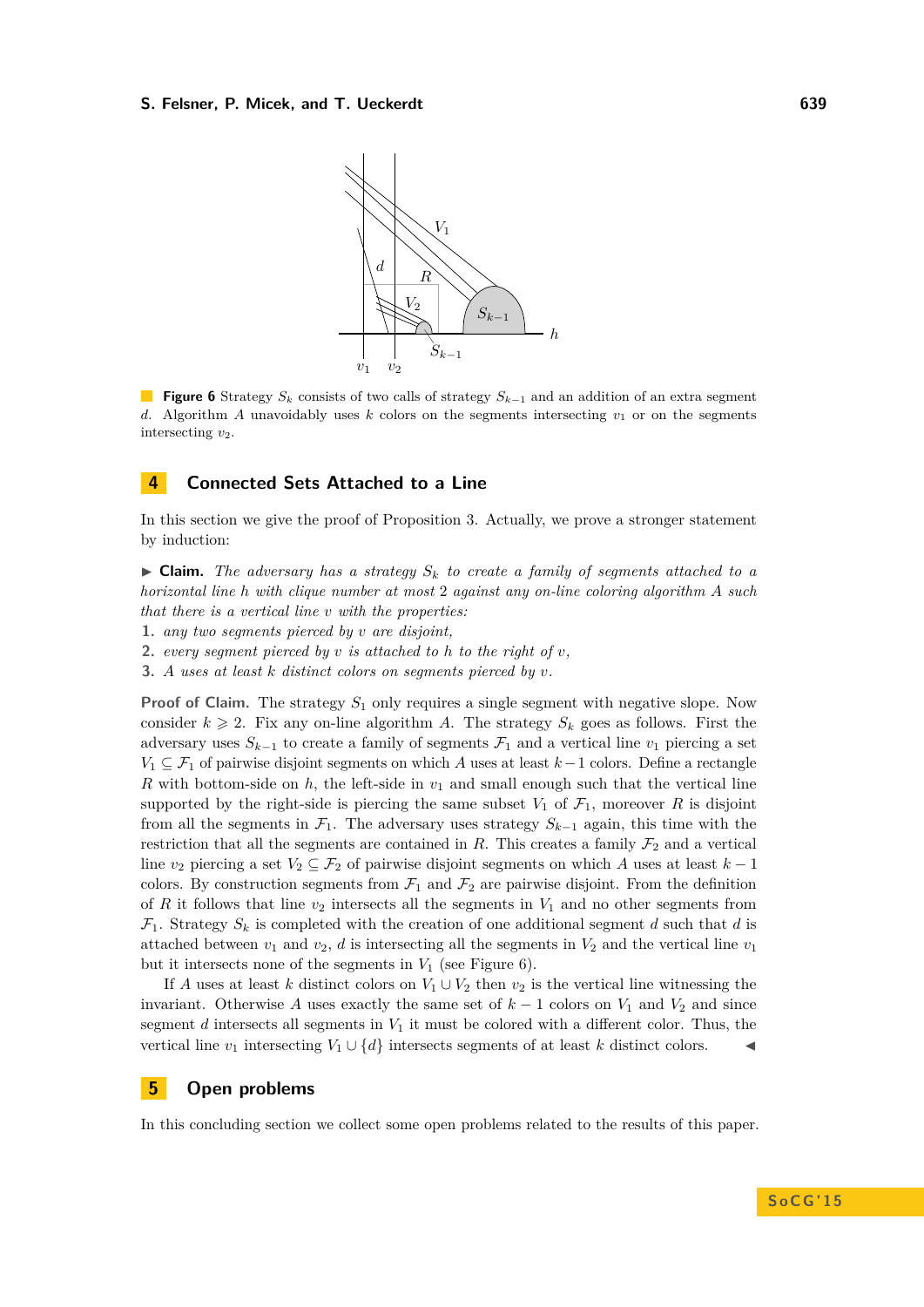**Figure 6** Strategy $S_k$ consists of two calls of strategy $S_{k-1}$ and an addition of an extra segment $d$. Algorithm $A$ unavoidably uses $k$ colors on the segments intersecting $v_1$ or on the segments intersecting $v_2$.

## 4 Connected Sets Attached to a Line

In this section we give the proof of Proposition 3. Actually, we prove a stronger statement by induction:

▶ **Claim.** *The adversary has a strategy $S_k$ to create a family of segments attached to a horizontal line $h$ with clique number at most 2 against any on-line coloring algorithm $A$ such that there is a vertical line $v$ with the properties:*

1. *any two segments pierced by $v$ are disjoint,*
2. *every segment pierced by $v$ is attached to $h$ to the right of $v$,*
3. *$A$ uses at least $k$ distinct colors on segments pierced by $v$.*

**Proof of Claim.** The strategy $S_1$ only requires a single segment with negative slope. Now consider $k \geqslant 2$. Fix any on-line algorithm $A$. The strategy $S_k$ goes as follows. First the adversary uses $S_{k-1}$ to create a family of segments $\mathcal{F}_1$ and a vertical line $v_1$ piercing a set $V_1 \subseteq \mathcal{F}_1$ of pairwise disjoint segments on which $A$ uses at least $k-1$ colors. Define a rectangle $R$ with bottom-side on $h$, the left-side in $v_1$ and small enough such that the vertical line supported by the right-side is piercing the same subset $V_1$ of $\mathcal{F}_1$, moreover $R$ is disjoint from all the segments in $\mathcal{F}_1$. The adversary uses strategy $S_{k-1}$ again, this time with the restriction that all the segments are contained in $R$. This creates a family $\mathcal{F}_2$ and a vertical line $v_2$ piercing a set $V_2 \subseteq \mathcal{F}_2$ of pairwise disjoint segments on which $A$ uses at least $k-1$ colors. By construction segments from $\mathcal{F}_1$ and $\mathcal{F}_2$ are pairwise disjoint. From the definition of $R$ it follows that line $v_2$ intersects all the segments in $V_1$ and no other segments from $\mathcal{F}_1$. Strategy $S_k$ is completed with the creation of one additional segment $d$ such that $d$ is attached between $v_1$ and $v_2$, $d$ is intersecting all the segments in $V_2$ and the vertical line $v_1$ but it intersects none of the segments in $V_1$ (see Figure 6).

If $A$ uses at least $k$ distinct colors on $V_1 \cup V_2$ then $v_2$ is the vertical line witnessing the invariant. Otherwise $A$ uses exactly the same set of $k-1$ colors on $V_1$ and $V_2$ and since segment $d$ intersects all segments in $V_1$ it must be colored with a different color. Thus, the vertical line $v_1$ intersecting $V_1 \cup \{d\}$ intersects segments of at least $k$ distinct colors. ◀

## 5 Open problems

In this concluding section we collect some open problems related to the results of this paper.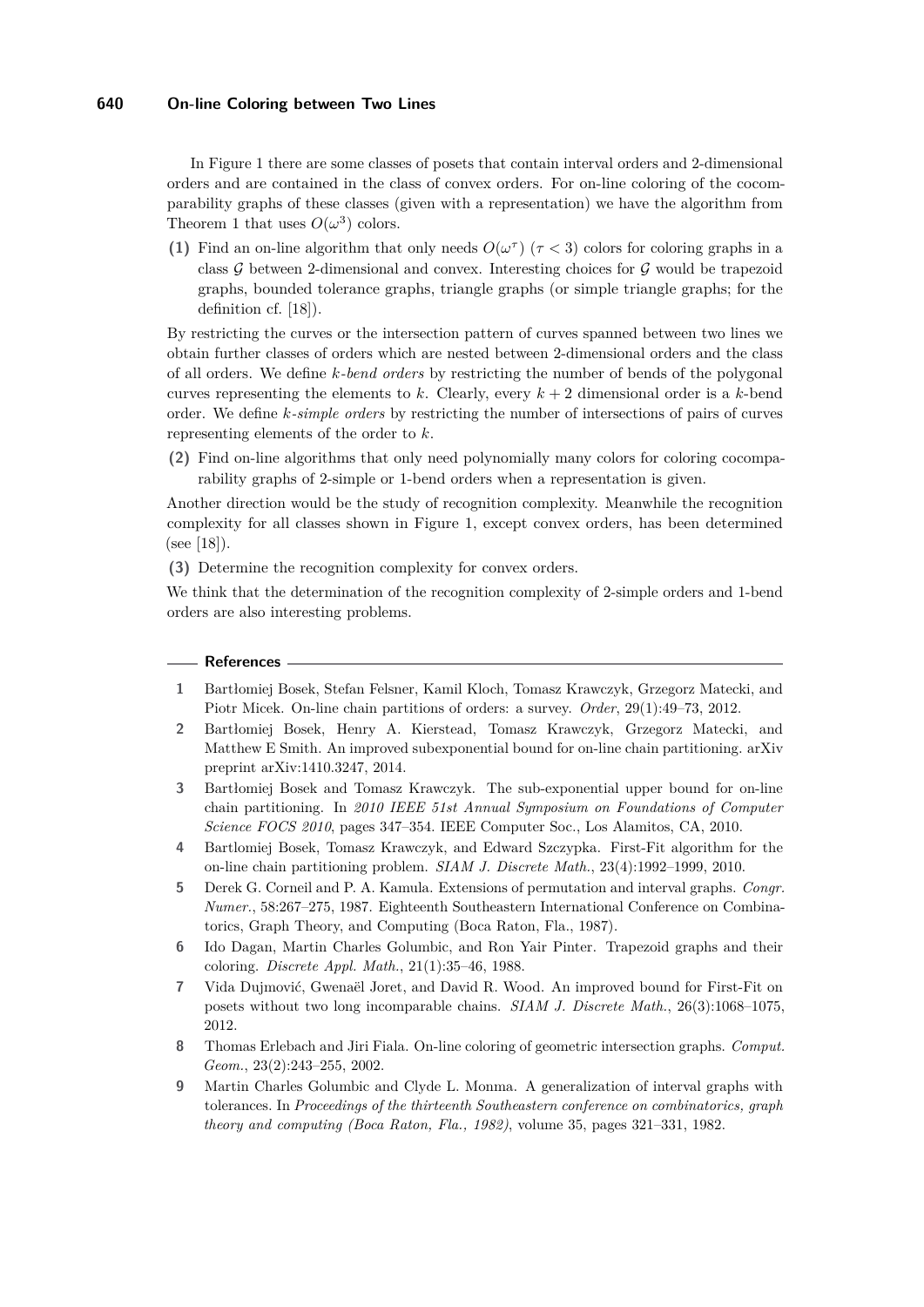In Figure 1 there are some classes of posets that contain interval orders and 2-dimensional orders and are contained in the class of convex orders. For on-line coloring of the cocomparability graphs of these classes (given with a representation) we have the algorithm from Theorem 1 that uses $O(\omega^3)$ colors.

**(1)** Find an on-line algorithm that only needs $O(\omega^\tau)$ ($\tau < 3$) colors for coloring graphs in a class $\mathcal{G}$ between 2-dimensional and convex. Interesting choices for $\mathcal{G}$ would be trapezoid graphs, bounded tolerance graphs, triangle graphs (or simple triangle graphs; for the definition cf. [18]).

By restricting the curves or the intersection pattern of curves spanned between two lines we obtain further classes of orders which are nested between 2-dimensional orders and the class of all orders. We define *k-bend orders* by restricting the number of bends of the polygonal curves representing the elements to $k$. Clearly, every $k + 2$ dimensional order is a $k$-bend order. We define *k-simple orders* by restricting the number of intersections of pairs of curves representing elements of the order to $k$.

**(2)** Find on-line algorithms that only need polynomially many colors for coloring cocomparability graphs of 2-simple or 1-bend orders when a representation is given.

Another direction would be the study of recognition complexity. Meanwhile the recognition complexity for all classes shown in Figure 1, except convex orders, has been determined (see [18]).

**(3)** Determine the recognition complexity for convex orders.

We think that the determination of the recognition complexity of 2-simple orders and 1-bend orders are also interesting problems.

## References

1. Bartłomiej Bosek, Stefan Felsner, Kamil Kloch, Tomasz Krawczyk, Grzegorz Matecki, and Piotr Micek. On-line chain partitions of orders: a survey. *Order*, 29(1):49–73, 2012.
2. Bartłomiej Bosek, Henry A. Kierstead, Tomasz Krawczyk, Grzegorz Matecki, and Matthew E Smith. An improved subexponential bound for on-line chain partitioning. arXiv preprint arXiv:1410.3247, 2014.
3. Bartłomiej Bosek and Tomasz Krawczyk. The sub-exponential upper bound for on-line chain partitioning. In *2010 IEEE 51st Annual Symposium on Foundations of Computer Science FOCS 2010*, pages 347–354. IEEE Computer Soc., Los Alamitos, CA, 2010.
4. Bartlomiej Bosek, Tomasz Krawczyk, and Edward Szczypka. First-Fit algorithm for the on-line chain partitioning problem. *SIAM J. Discrete Math.*, 23(4):1992–1999, 2010.
5. Derek G. Corneil and P. A. Kamula. Extensions of permutation and interval graphs. *Congr. Numer.*, 58:267–275, 1987. Eighteenth Southeastern International Conference on Combinatorics, Graph Theory, and Computing (Boca Raton, Fla., 1987).
6. Ido Dagan, Martin Charles Golumbic, and Ron Yair Pinter. Trapezoid graphs and their coloring. *Discrete Appl. Math.*, 21(1):35–46, 1988.
7. Vida Dujmović, Gwenaël Joret, and David R. Wood. An improved bound for First-Fit on posets without two long incomparable chains. *SIAM J. Discrete Math.*, 26(3):1068–1075, 2012.
8. Thomas Erlebach and Jiri Fiala. On-line coloring of geometric intersection graphs. *Comput. Geom.*, 23(2):243–255, 2002.
9. Martin Charles Golumbic and Clyde L. Monma. A generalization of interval graphs with tolerances. In *Proceedings of the thirteenth Southeastern conference on combinatorics, graph theory and computing (Boca Raton, Fla., 1982)*, volume 35, pages 321–331, 1982.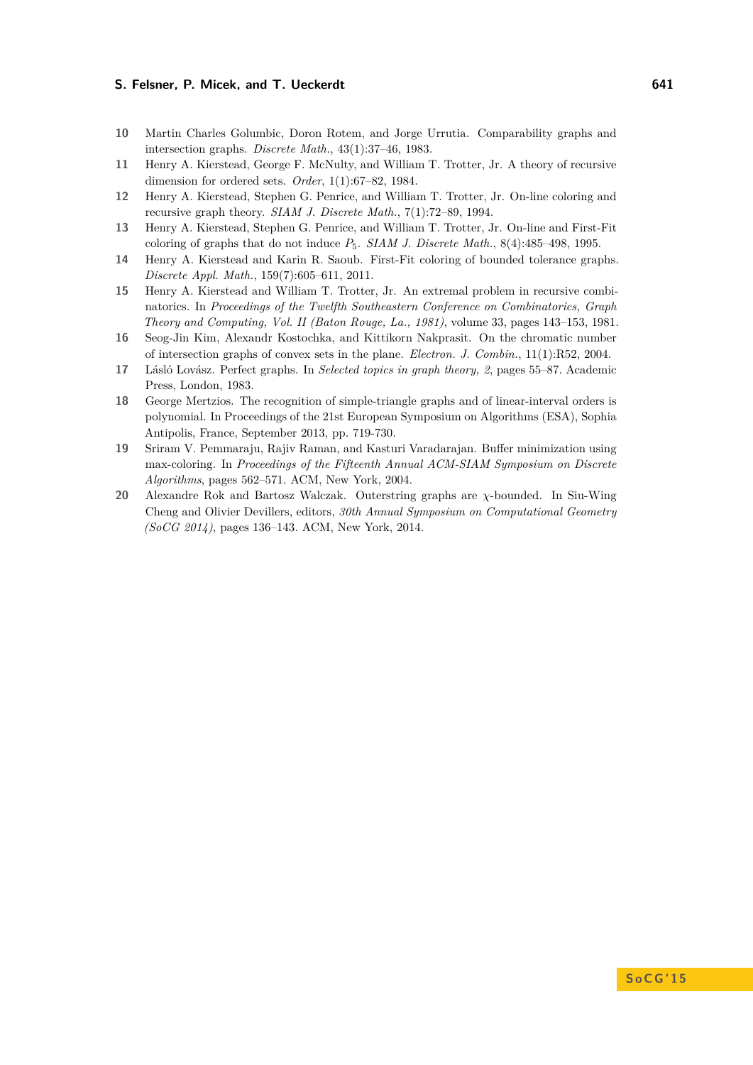10 Martin Charles Golumbic, Doron Rotem, and Jorge Urrutia. Comparability graphs and intersection graphs. *Discrete Math.*, 43(1):37–46, 1983.

11 Henry A. Kierstead, George F. McNulty, and William T. Trotter, Jr. A theory of recursive dimension for ordered sets. *Order*, 1(1):67–82, 1984.

12 Henry A. Kierstead, Stephen G. Penrice, and William T. Trotter, Jr. On-line coloring and recursive graph theory. *SIAM J. Discrete Math.*, 7(1):72–89, 1994.

13 Henry A. Kierstead, Stephen G. Penrice, and William T. Trotter, Jr. On-line and First-Fit coloring of graphs that do not induce $P_5$. *SIAM J. Discrete Math.*, 8(4):485–498, 1995.

14 Henry A. Kierstead and Karin R. Saoub. First-Fit coloring of bounded tolerance graphs. *Discrete Appl. Math.*, 159(7):605–611, 2011.

15 Henry A. Kierstead and William T. Trotter, Jr. An extremal problem in recursive combinatorics. In *Proceedings of the Twelfth Southeastern Conference on Combinatorics, Graph Theory and Computing, Vol. II (Baton Rouge, La., 1981)*, volume 33, pages 143–153, 1981.

16 Seog-Jin Kim, Alexandr Kostochka, and Kittikorn Nakprasit. On the chromatic number of intersection graphs of convex sets in the plane. *Electron. J. Combin.*, 11(1):R52, 2004.

17 Lásló Lovász. Perfect graphs. In *Selected topics in graph theory, 2*, pages 55–87. Academic Press, London, 1983.

18 George Mertzios. The recognition of simple-triangle graphs and of linear-interval orders is polynomial. In Proceedings of the 21st European Symposium on Algorithms (ESA), Sophia Antipolis, France, September 2013, pp. 719-730.

19 Sriram V. Pemmaraju, Rajiv Raman, and Kasturi Varadarajan. Buffer minimization using max-coloring. In *Proceedings of the Fifteenth Annual ACM-SIAM Symposium on Discrete Algorithms*, pages 562–571. ACM, New York, 2004.

20 Alexandre Rok and Bartosz Walczak. Outerstring graphs are $\chi$-bounded. In Siu-Wing Cheng and Olivier Devillers, editors, *30th Annual Symposium on Computational Geometry (SoCG 2014)*, pages 136–143. ACM, New York, 2014.